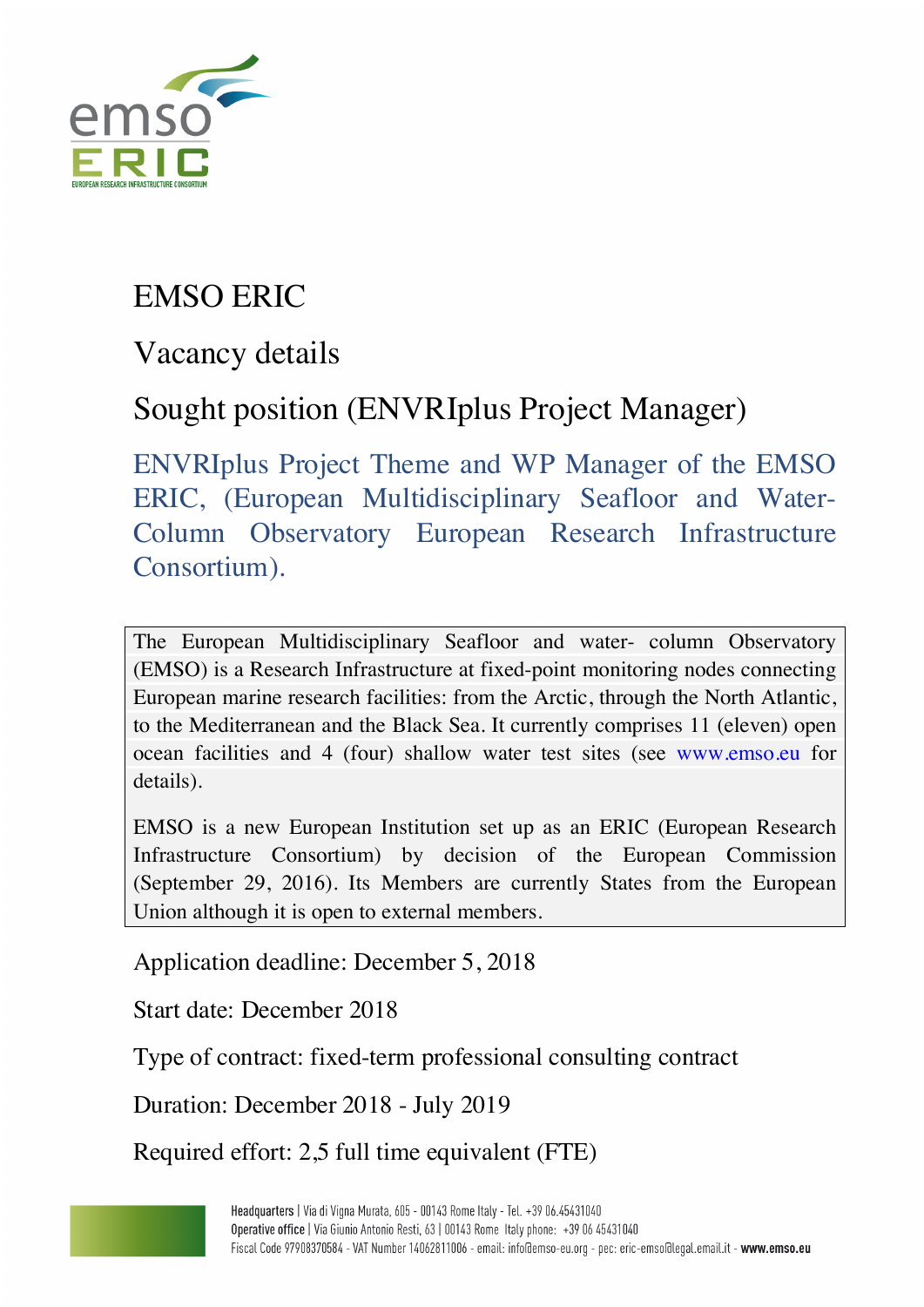# EMSO ERIC

## Vacancy details

## Sought position (ENVRIplus Project Manager)

### ENVRIplus Project Theme and WP Manager of the EMSO ERIC, (European Multidisciplinary Seafloor and Water-Column Observatory European Research Infrastructure Consortium).

The European Multidisciplinary Seafloor and water- column Observatory (EMSO) is a Research Infrastructure at fixed-point monitoring nodes connecting European marine research facilities: from the Arctic, through the North Atlantic, to the Mediterranean and the Black Sea. It currently comprises 11 (eleven) open ocean facilities and 4 (four) shallow water test sites (see www.emso.eu for details).

EMSO is a new European Institution set up as an ERIC (European Research Infrastructure Consortium) by decision of the European Commission (September 29, 2016). Its Members are currently States from the European Union although it is open to external members.

Application deadline: December 5, 2018

Start date: December 2018

Type of contract: fixed-term professional consulting contract

Duration: December 2018 - July 2019

Required effort: 2,5 full time equivalent (FTE)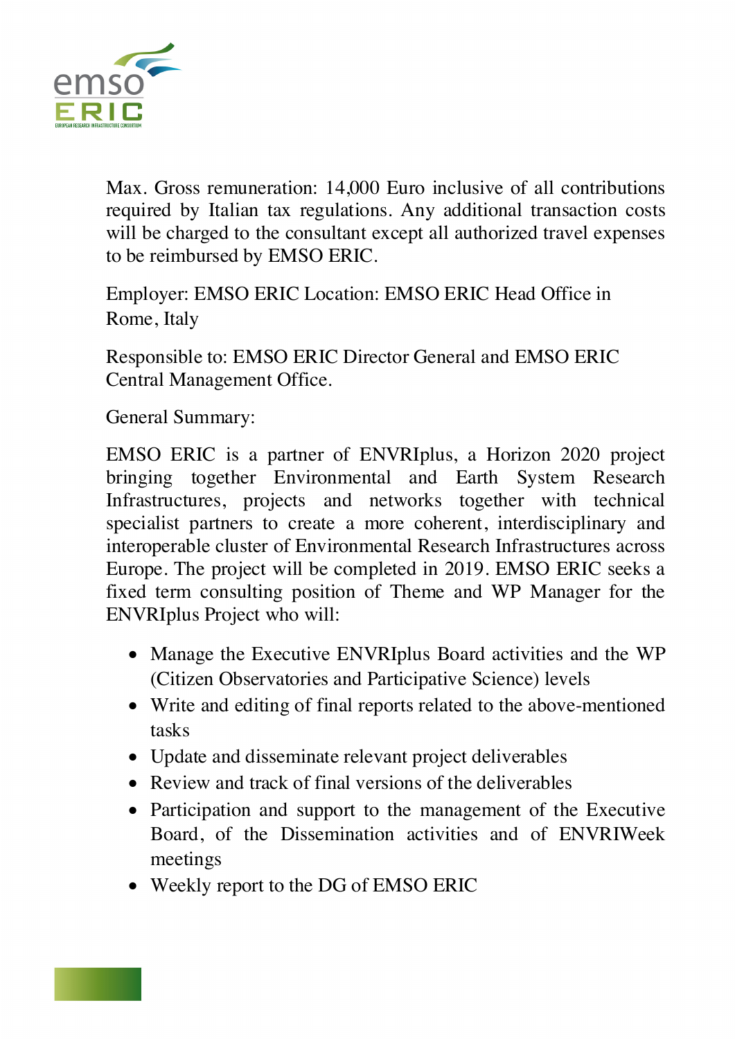Max. Gross remuneration: 14,000 Euro inclusive of all contributions required by Italian tax regulations. Any additional transaction costs will be charged to the consultant except all authorized travel expenses to be reimbursed by EMSO ERIC.

Employer: EMSO ERIC Location: EMSO ERIC Head Office in Rome, Italy

Responsible to: EMSO ERIC Director General and EMSO ERIC Central Management Office.

General Summary:

EMSO ERIC is a partner of ENVRIplus, a Horizon 2020 project bringing together Environmental and Earth System Research Infrastructures, projects and networks together with technical specialist partners to create a more coherent, interdisciplinary and interoperable cluster of Environmental Research Infrastructures across Europe. The project will be completed in 2019. EMSO ERIC seeks a fixed term consulting position of Theme and WP Manager for the ENVRIplus Project who will:

- Manage the Executive ENVRIplus Board activities and the WP (Citizen Observatories and Participative Science) levels
- Write and editing of final reports related to the above-mentioned tasks
- Update and disseminate relevant project deliverables
- Review and track of final versions of the deliverables
- Participation and support to the management of the Executive Board, of the Dissemination activities and of ENVRIWeek meetings
- Weekly report to the DG of EMSO ERIC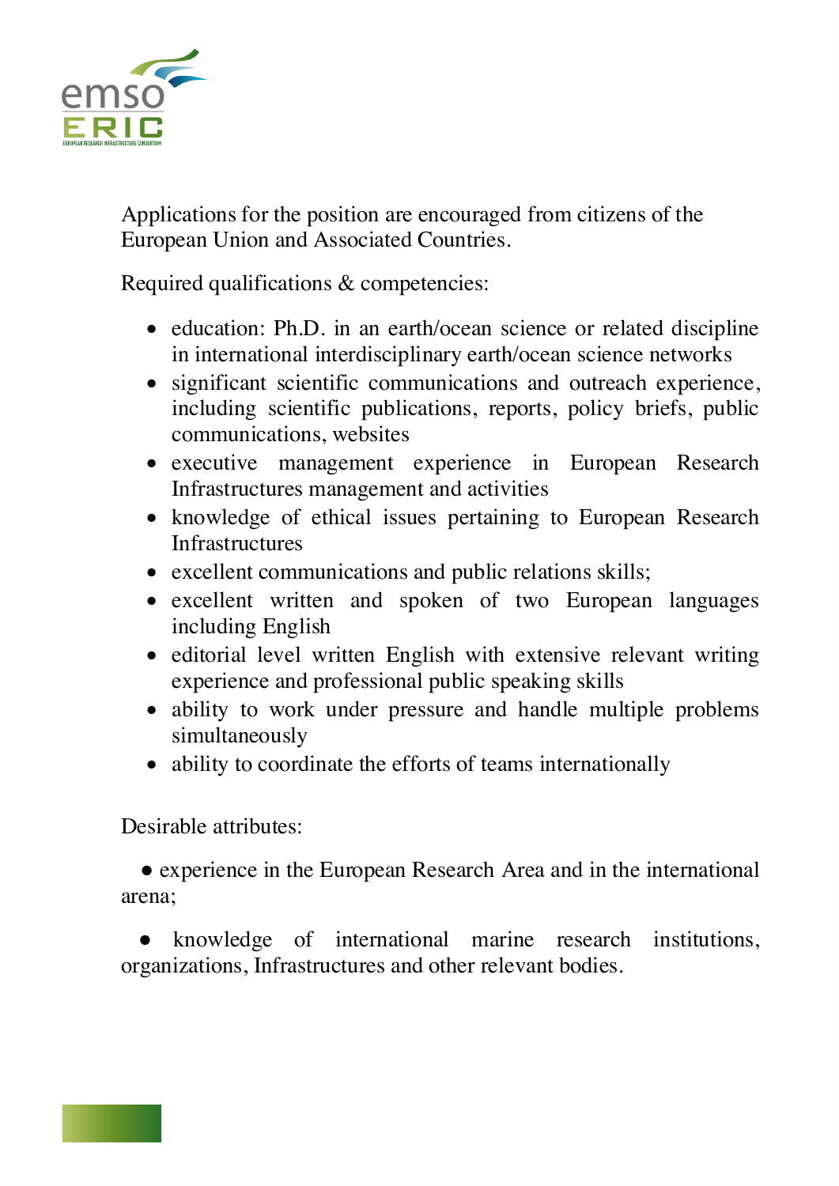Applications for the position are encouraged from citizens of the European Union and Associated Countries.

Required qualifications & competencies:

- education: Ph.D. in an earth/ocean science or related discipline in international interdisciplinary earth/ocean science networks
- significant scientific communications and outreach experience, including scientific publications, reports, policy briefs, public communications, websites
- executive management experience in European Research Infrastructures management and activities
- knowledge of ethical issues pertaining to European Research Infrastructures
- excellent communications and public relations skills;
- excellent written and spoken of two European languages including English
- editorial level written English with extensive relevant writing experience and professional public speaking skills
- ability to work under pressure and handle multiple problems simultaneously
- ability to coordinate the efforts of teams internationally

Desirable attributes:

- experience in the European Research Area and in the international arena;

- knowledge of international marine research institutions, organizations, Infrastructures and other relevant bodies.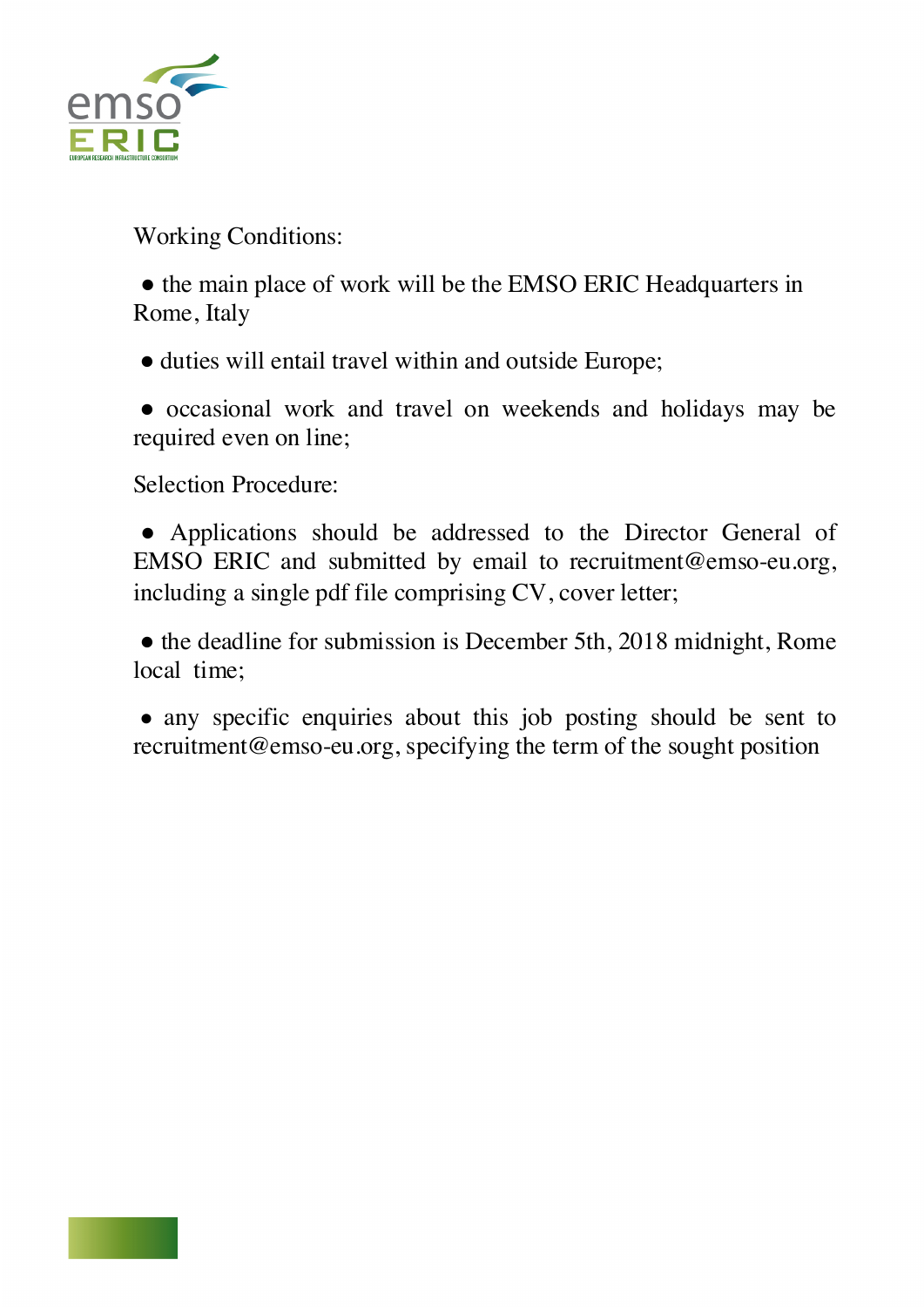Working Conditions:

- the main place of work will be the EMSO ERIC Headquarters in Rome, Italy
- duties will entail travel within and outside Europe;
- occasional work and travel on weekends and holidays may be required even on line;

Selection Procedure:

- Applications should be addressed to the Director General of EMSO ERIC and submitted by email to recruitment@emso-eu.org, including a single pdf file comprising CV, cover letter;
- the deadline for submission is December 5th, 2018 midnight, Rome local time;
- any specific enquiries about this job posting should be sent to recruitment@emso-eu.org, specifying the term of the sought position